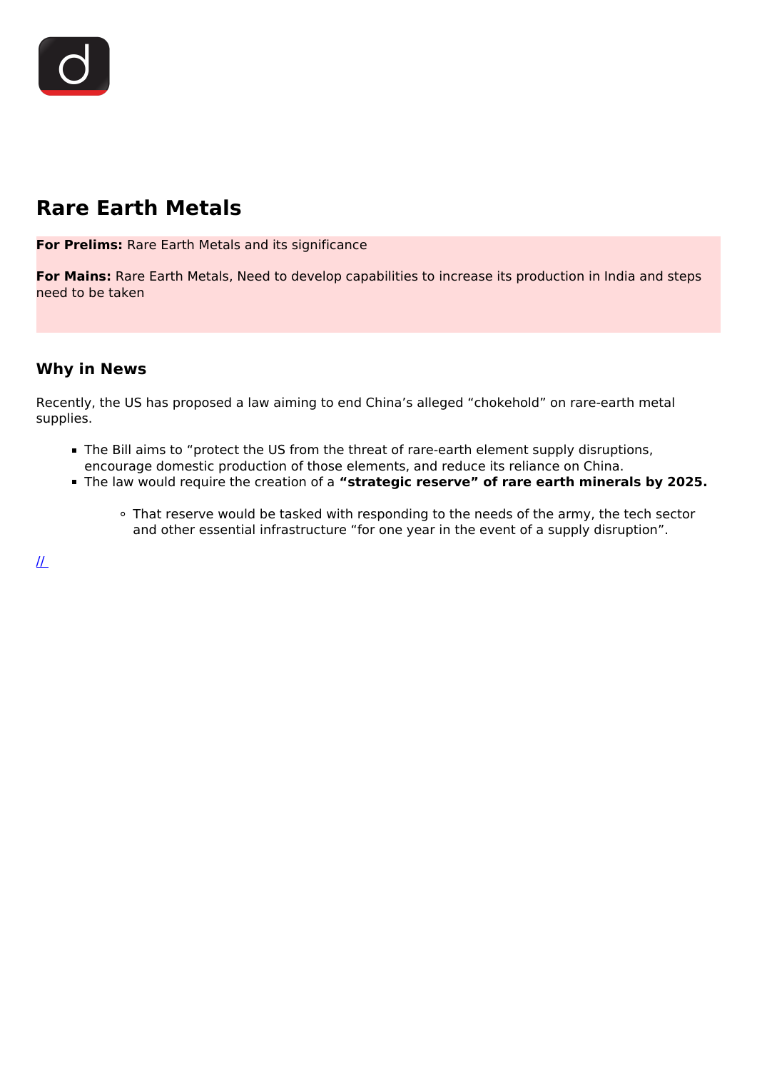# Rare Earth Metals

**For Prelims:** Rare Earth Metals and its significance

**For Mains:** Rare Earth Metals, Need to develop capabilities to increase its production in India and steps need to be taken

## Why in News

Recently, the US has proposed a law aiming to end China's alleged "chokehold" on rare-earth metal supplies.

- The Bill aims to "protect the US from the threat of rare-earth element supply disruptions, encourage domestic production of those elements, and reduce its reliance on China.
- The law would require the creation of a **"strategic reserve" of rare earth minerals by 2025.**
    - That reserve would be tasked with responding to the needs of the army, the tech sector and other essential infrastructure "for one year in the event of a supply disruption".

//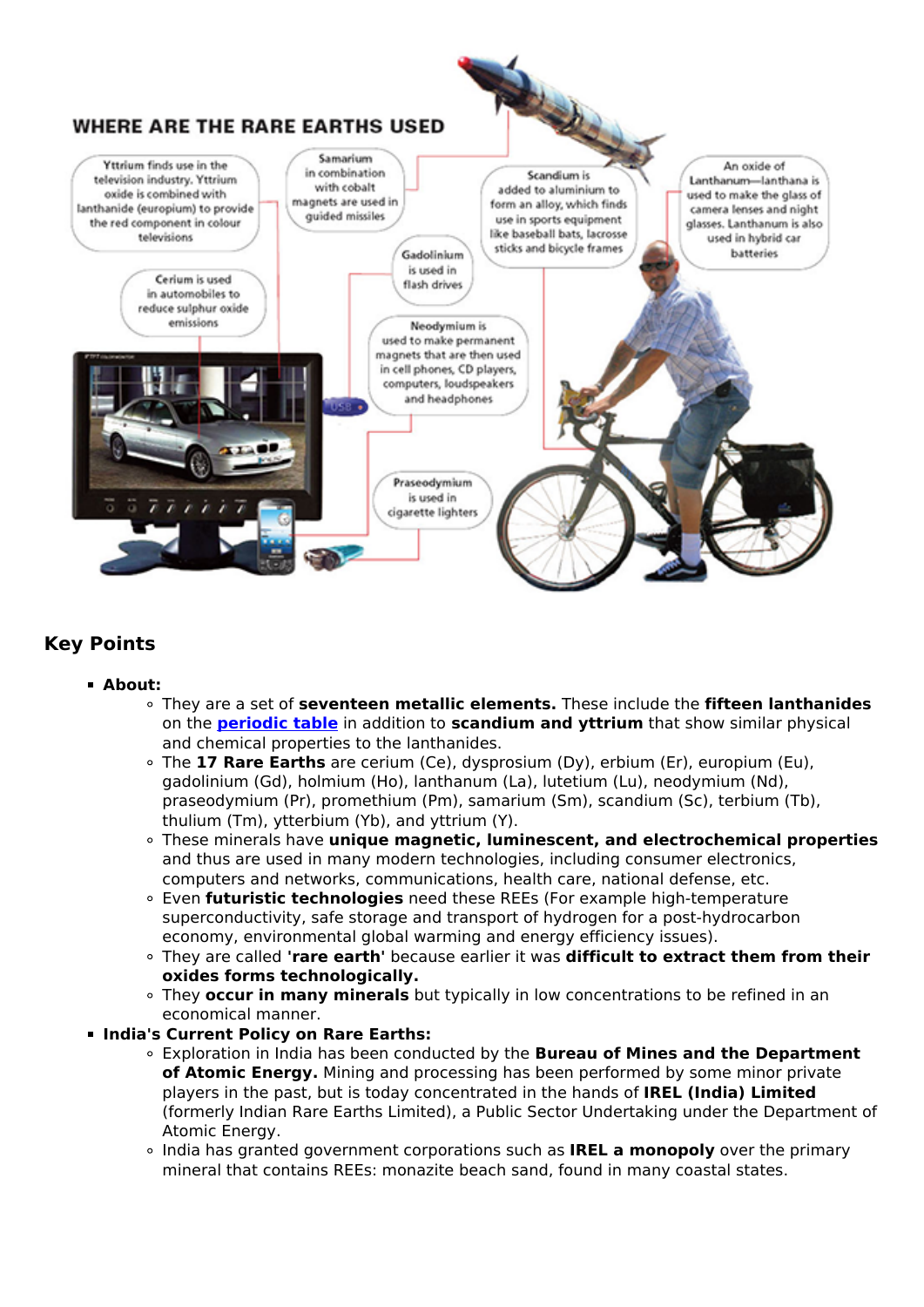## WHERE ARE THE RARE EARTHS USED

- Yttrium finds use in the television industry. Yttrium oxide is combined with lanthanide (europium) to provide the red component in colour televisions
- Samarium in combination with cobalt magnets are used in guided missiles
- Scandium is added to aluminium to form an alloy, which finds use in sports equipment like baseball bats, lacrosse sticks and bicycle frames
- An oxide of Lanthanum—lanthana is used to make the glass of camera lenses and night glasses. Lanthanum is also used in hybrid car batteries
- Cerium is used in automobiles to reduce sulphur oxide emissions
- Gadolinium is used in flash drives
- Neodymium is used to make permanent magnets that are then used in cell phones, CD players, computers, loudspeakers and headphones
- Praseodymium is used in cigarette lighters

## Key Points

- **About:**
  - They are a set of **seventeen metallic elements.** These include the **fifteen lanthanides** on the **periodic table** in addition to **scandium and yttrium** that show similar physical and chemical properties to the lanthanides.
  - The **17 Rare Earths** are cerium (Ce), dysprosium (Dy), erbium (Er), europium (Eu), gadolinium (Gd), holmium (Ho), lanthanum (La), lutetium (Lu), neodymium (Nd), praseodymium (Pr), promethium (Pm), samarium (Sm), scandium (Sc), terbium (Tb), thulium (Tm), ytterbium (Yb), and yttrium (Y).
  - These minerals have **unique magnetic, luminescent, and electrochemical properties** and thus are used in many modern technologies, including consumer electronics, computers and networks, communications, health care, national defense, etc.
  - Even **futuristic technologies** need these REEs (For example high-temperature superconductivity, safe storage and transport of hydrogen for a post-hydrocarbon economy, environmental global warming and energy efficiency issues).
  - They are called **'rare earth'** because earlier it was **difficult to extract them from their oxides forms technologically.**
  - They **occur in many minerals** but typically in low concentrations to be refined in an economical manner.
- **India's Current Policy on Rare Earths:**
  - Exploration in India has been conducted by the **Bureau of Mines and the Department of Atomic Energy.** Mining and processing has been performed by some minor private players in the past, but is today concentrated in the hands of **IREL (India) Limited** (formerly Indian Rare Earths Limited), a Public Sector Undertaking under the Department of Atomic Energy.
  - India has granted government corporations such as **IREL a monopoly** over the primary mineral that contains REEs: monazite beach sand, found in many coastal states.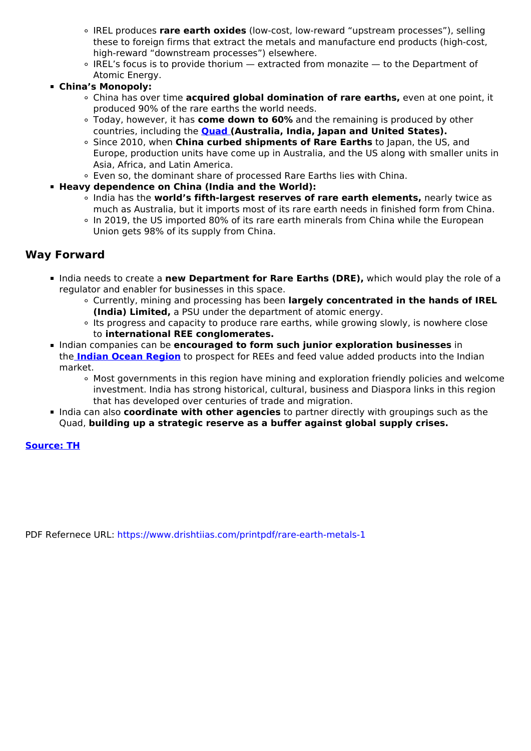- IREL produces **rare earth oxides** (low-cost, low-reward "upstream processes"), selling these to foreign firms that extract the metals and manufacture end products (high-cost, high-reward "downstream processes") elsewhere.
    - IREL's focus is to provide thorium — extracted from monazite — to the Department of Atomic Energy.
- **China's Monopoly:**
    - China has over time **acquired global domination of rare earths,** even at one point, it produced 90% of the rare earths the world needs.
    - Today, however, it has **come down to 60%** and the remaining is produced by other countries, including the **Quad (Australia, India, Japan and United States).**
    - Since 2010, when **China curbed shipments of Rare Earths** to Japan, the US, and Europe, production units have come up in Australia, and the US along with smaller units in Asia, Africa, and Latin America.
    - Even so, the dominant share of processed Rare Earths lies with China.
- **Heavy dependence on China (India and the World):**
    - India has the **world's fifth-largest reserves of rare earth elements,** nearly twice as much as Australia, but it imports most of its rare earth needs in finished form from China.
    - In 2019, the US imported 80% of its rare earth minerals from China while the European Union gets 98% of its supply from China.

## Way Forward

- India needs to create a **new Department for Rare Earths (DRE),** which would play the role of a regulator and enabler for businesses in this space.
    - Currently, mining and processing has been **largely concentrated in the hands of IREL (India) Limited,** a PSU under the department of atomic energy.
    - Its progress and capacity to produce rare earths, while growing slowly, is nowhere close to **international REE conglomerates.**
- Indian companies can be **encouraged to form such junior exploration businesses** in the **Indian Ocean Region** to prospect for REEs and feed value added products into the Indian market.
    - Most governments in this region have mining and exploration friendly policies and welcome investment. India has strong historical, cultural, business and Diaspora links in this region that has developed over centuries of trade and migration.
- India can also **coordinate with other agencies** to partner directly with groupings such as the Quad, **building up a strategic reserve as a buffer against global supply crises.**

**Source: TH**

PDF Refernece URL: https://www.drishtiias.com/printpdf/rare-earth-metals-1